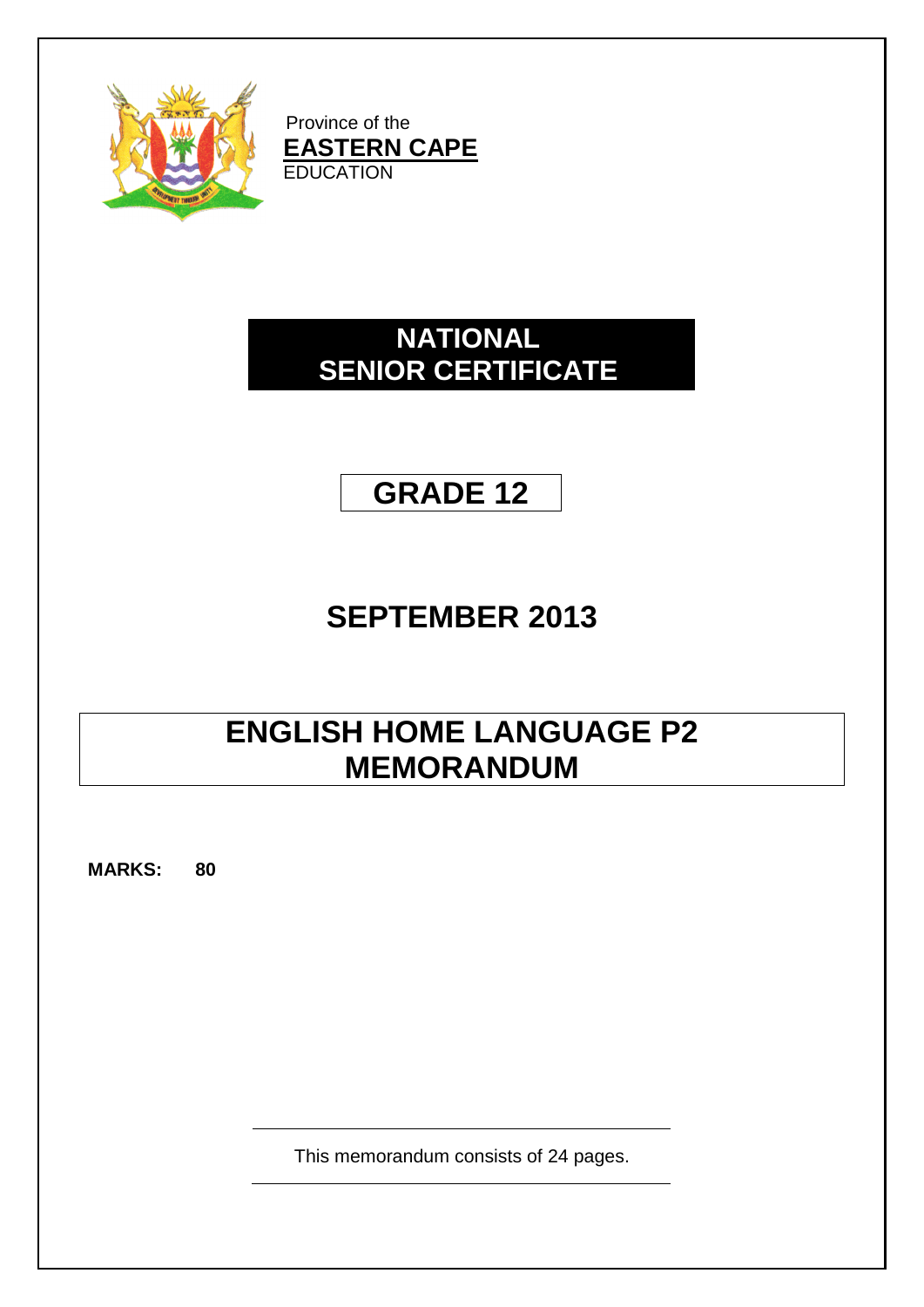Province of the

**EASTERN CAPE**

EDUCATION

# NATIONAL SENIOR CERTIFICATE

# GRADE 12

# SEPTEMBER 2013

# ENGLISH HOME LANGUAGE P2 MEMORANDUM

**MARKS: 80**

This memorandum consists of 24 pages.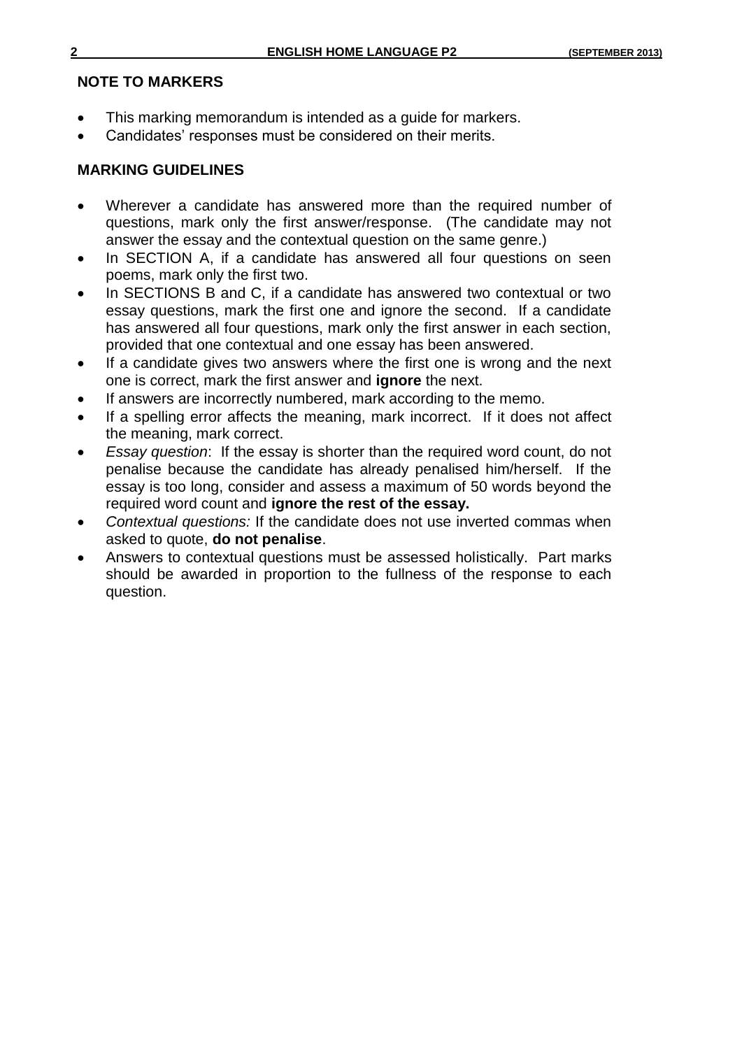## NOTE TO MARKERS

- This marking memorandum is intended as a guide for markers.
- Candidates' responses must be considered on their merits.

## MARKING GUIDELINES

- Wherever a candidate has answered more than the required number of questions, mark only the first answer/response. (The candidate may not answer the essay and the contextual question on the same genre.)
- In SECTION A, if a candidate has answered all four questions on seen poems, mark only the first two.
- In SECTIONS B and C, if a candidate has answered two contextual or two essay questions, mark the first one and ignore the second. If a candidate has answered all four questions, mark only the first answer in each section, provided that one contextual and one essay has been answered.
- If a candidate gives two answers where the first one is wrong and the next one is correct, mark the first answer and **ignore** the next.
- If answers are incorrectly numbered, mark according to the memo.
- If a spelling error affects the meaning, mark incorrect. If it does not affect the meaning, mark correct.
- *Essay question*: If the essay is shorter than the required word count, do not penalise because the candidate has already penalised him/herself. If the essay is too long, consider and assess a maximum of 50 words beyond the required word count and **ignore the rest of the essay.**
- *Contextual questions:* If the candidate does not use inverted commas when asked to quote, **do not penalise**.
- Answers to contextual questions must be assessed holistically. Part marks should be awarded in proportion to the fullness of the response to each question.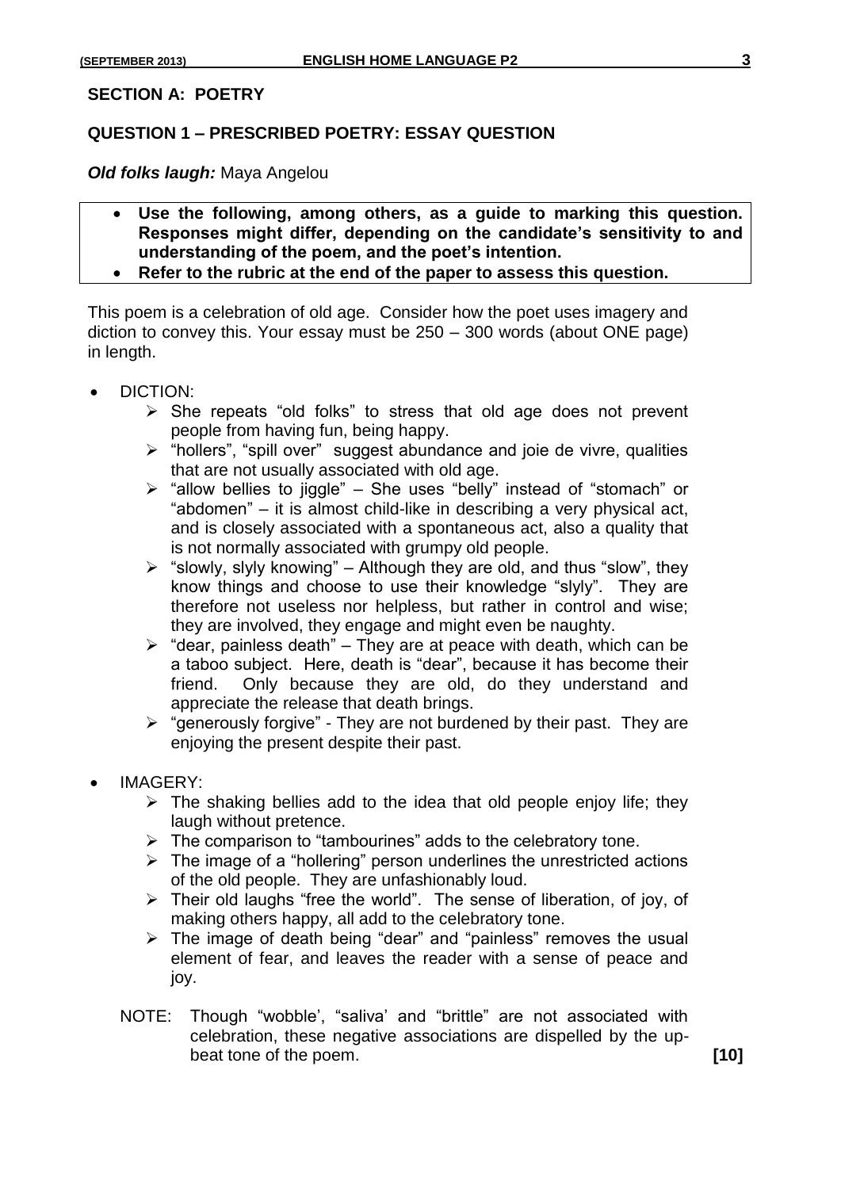## SECTION A: POETRY

## QUESTION 1 – PRESCRIBED POETRY: ESSAY QUESTION

***Old folks laugh:*** Maya Angelou

- **Use the following, among others, as a guide to marking this question. Responses might differ, depending on the candidate's sensitivity to and understanding of the poem, and the poet's intention.**
- **Refer to the rubric at the end of the paper to assess this question.**

This poem is a celebration of old age. Consider how the poet uses imagery and diction to convey this. Your essay must be 250 – 300 words (about ONE page) in length.

- DICTION:
  - She repeats "old folks" to stress that old age does not prevent people from having fun, being happy.
  - "hollers", "spill over" suggest abundance and joie de vivre, qualities that are not usually associated with old age.
  - "allow bellies to jiggle" – She uses "belly" instead of "stomach" or "abdomen" – it is almost child-like in describing a very physical act, and is closely associated with a spontaneous act, also a quality that is not normally associated with grumpy old people.
  - "slowly, slyly knowing" – Although they are old, and thus "slow", they know things and choose to use their knowledge "slyly". They are therefore not useless nor helpless, but rather in control and wise; they are involved, they engage and might even be naughty.
  - "dear, painless death" – They are at peace with death, which can be a taboo subject. Here, death is "dear", because it has become their friend. Only because they are old, do they understand and appreciate the release that death brings.
  - "generously forgive" - They are not burdened by their past. They are enjoying the present despite their past.

- IMAGERY:
  - The shaking bellies add to the idea that old people enjoy life; they laugh without pretence.
  - The comparison to "tambourines" adds to the celebratory tone.
  - The image of a "hollering" person underlines the unrestricted actions of the old people. They are unfashionably loud.
  - Their old laughs "free the world". The sense of liberation, of joy, of making others happy, all add to the celebratory tone.
  - The image of death being "dear" and "painless" removes the usual element of fear, and leaves the reader with a sense of peace and joy.

NOTE: Though "wobble', "saliva' and "brittle" are not associated with celebration, these negative associations are dispelled by the up-beat tone of the poem. **[10]**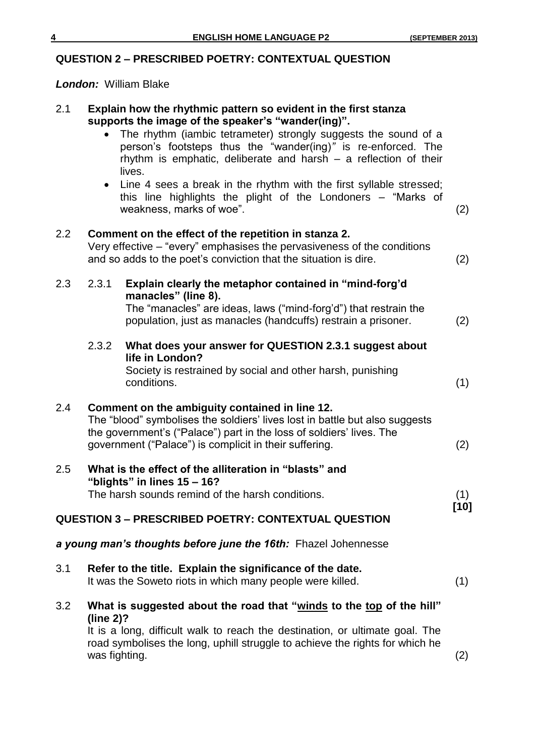## QUESTION 2 – PRESCRIBED POETRY: CONTEXTUAL QUESTION

***London:*** William Blake

2.1 **Explain how the rhythmic pattern so evident in the first stanza supports the image of the speaker's "wander(ing)".**

- The rhythm (iambic tetrameter) strongly suggests the sound of a person's footsteps thus the "wander(ing)*"* is re-enforced. The rhythm is emphatic, deliberate and harsh – a reflection of their lives.
- Line 4 sees a break in the rhythm with the first syllable stressed; this line highlights the plight of the Londoners – "Marks of weakness, marks of woe". (2)

2.2 **Comment on the effect of the repetition in stanza 2.**
Very effective – "every" emphasises the pervasiveness of the conditions and so adds to the poet's conviction that the situation is dire. (2)

2.3 2.3.1 **Explain clearly the metaphor contained in "mind-forg'd manacles" (line 8).**
The "manacles" are ideas, laws ("mind-forg'd") that restrain the population, just as manacles (handcuffs) restrain a prisoner. (2)

2.3.2 **What does your answer for QUESTION 2.3.1 suggest about life in London?**
Society is restrained by social and other harsh, punishing conditions. (1)

2.4 **Comment on the ambiguity contained in line 12.**
The "blood" symbolises the soldiers' lives lost in battle but also suggests the government's ("Palace") part in the loss of soldiers' lives. The government ("Palace") is complicit in their suffering. (2)

2.5 **What is the effect of the alliteration in "blasts" and "blights" in lines 15 – 16?**
The harsh sounds remind of the harsh conditions. (1)
**[10]**

## QUESTION 3 – PRESCRIBED POETRY: CONTEXTUAL QUESTION

***a young man's thoughts before june the 16th:*** Fhazel Johennesse

3.1 **Refer to the title. Explain the significance of the date.**
It was the Soweto riots in which many people were killed. (1)

3.2 **What is suggested about the road that "<u>winds</u> to the <u>top</u> of the hill" (line 2)?**
It is a long, difficult walk to reach the destination, or ultimate goal. The road symbolises the long, uphill struggle to achieve the rights for which he was fighting. (2)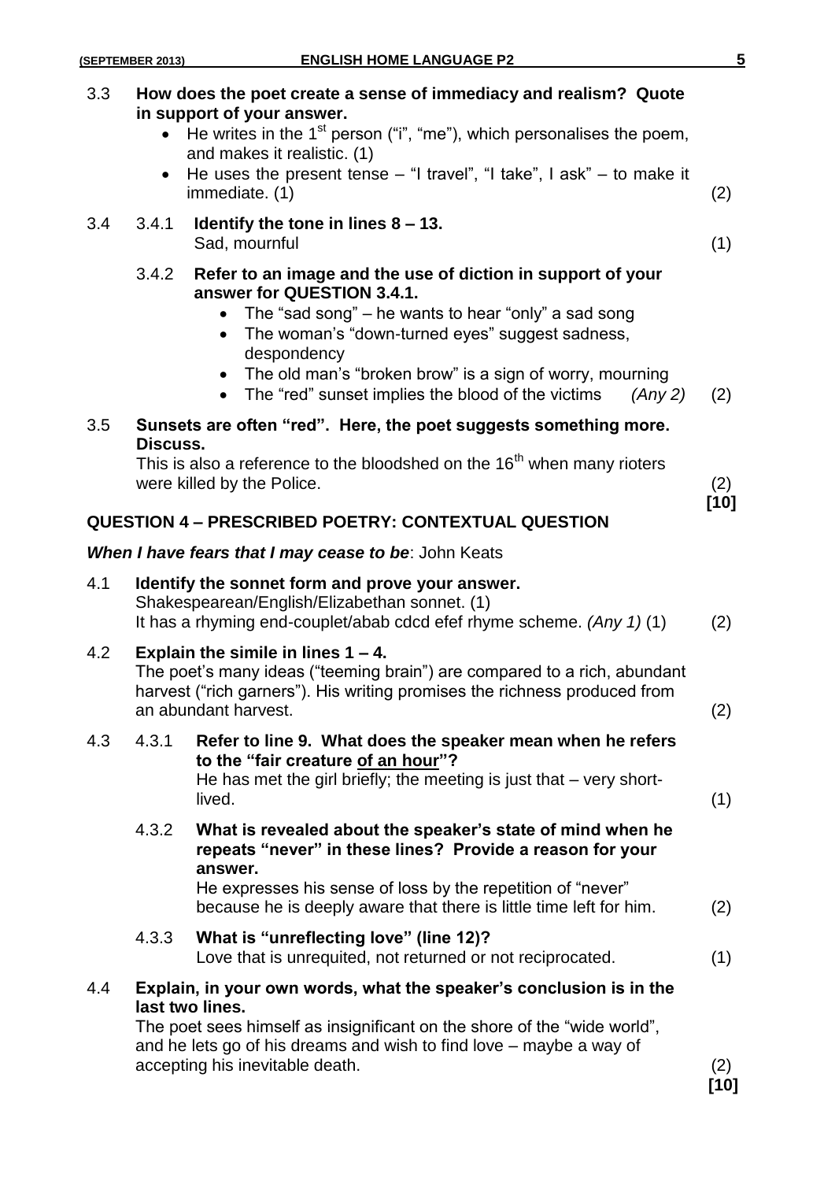3.3 **How does the poet create a sense of immediacy and realism? Quote in support of your answer.**

- He writes in the 1st person ("i", "me"), which personalises the poem, and makes it realistic. (1)
- He uses the present tense – "I travel", "I take", I ask" – to make it immediate. (1) (2)

3.4 3.4.1 **Identify the tone in lines 8 – 13.**
Sad, mournful (1)

3.4.2 **Refer to an image and the use of diction in support of your answer for QUESTION 3.4.1.**

- The "sad song" – he wants to hear "only" a sad song
- The woman's "down-turned eyes" suggest sadness, despondency
- The old man's "broken brow" is a sign of worry, mourning
- The "red" sunset implies the blood of the victims *(Any 2)* (2)

3.5 **Sunsets are often "red". Here, the poet suggests something more. Discuss.**
This is also a reference to the bloodshed on the 16th when many rioters were killed by the Police. (2)
**[10]**

## QUESTION 4 – PRESCRIBED POETRY: CONTEXTUAL QUESTION

***When I have fears that I may cease to be***: John Keats

4.1 **Identify the sonnet form and prove your answer.**
Shakespearean/English/Elizabethan sonnet. (1)
It has a rhyming end-couplet/abab cdcd efef rhyme scheme. *(Any 1)* (1) (2)

4.2 **Explain the simile in lines 1 – 4.**
The poet's many ideas ("teeming brain") are compared to a rich, abundant harvest ("rich garners"). His writing promises the richness produced from an abundant harvest. (2)

4.3 4.3.1 **Refer to line 9. What does the speaker mean when he refers to the "fair creature of an hour"?**
He has met the girl briefly; the meeting is just that – very short-lived. (1)

4.3.2 **What is revealed about the speaker's state of mind when he repeats "never" in these lines? Provide a reason for your answer.**
He expresses his sense of loss by the repetition of "never" because he is deeply aware that there is little time left for him. (2)

4.3.3 **What is "unreflecting love" (line 12)?**
Love that is unrequited, not returned or not reciprocated. (1)

4.4 **Explain, in your own words, what the speaker's conclusion is in the last two lines.**
The poet sees himself as insignificant on the shore of the "wide world", and he lets go of his dreams and wish to find love – maybe a way of accepting his inevitable death. (2)
**[10]**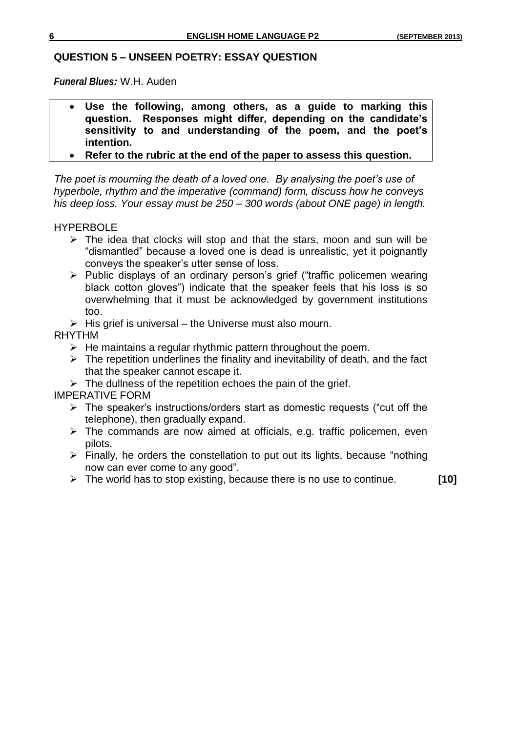## QUESTION 5 – UNSEEN POETRY: ESSAY QUESTION

***Funeral Blues:*** W.H. Auden

- **Use the following, among others, as a guide to marking this question. Responses might differ, depending on the candidate's sensitivity to and understanding of the poem, and the poet's intention.**
- **Refer to the rubric at the end of the paper to assess this question.**

*The poet is mourning the death of a loved one. By analysing the poet's use of hyperbole, rhythm and the imperative (command) form, discuss how he conveys his deep loss. Your essay must be 250 – 300 words (about ONE page) in length.*

HYPERBOLE

- The idea that clocks will stop and that the stars, moon and sun will be "dismantled" because a loved one is dead is unrealistic, yet it poignantly conveys the speaker's utter sense of loss.
- Public displays of an ordinary person's grief ("traffic policemen wearing black cotton gloves") indicate that the speaker feels that his loss is so overwhelming that it must be acknowledged by government institutions too.
- His grief is universal – the Universe must also mourn.

RHYTHM

- He maintains a regular rhythmic pattern throughout the poem.
- The repetition underlines the finality and inevitability of death, and the fact that the speaker cannot escape it.
- The dullness of the repetition echoes the pain of the grief.

IMPERATIVE FORM

- The speaker's instructions/orders start as domestic requests ("cut off the telephone), then gradually expand.
- The commands are now aimed at officials, e.g. traffic policemen, even pilots.
- Finally, he orders the constellation to put out its lights, because "nothing now can ever come to any good".
- The world has to stop existing, because there is no use to continue. **[10]**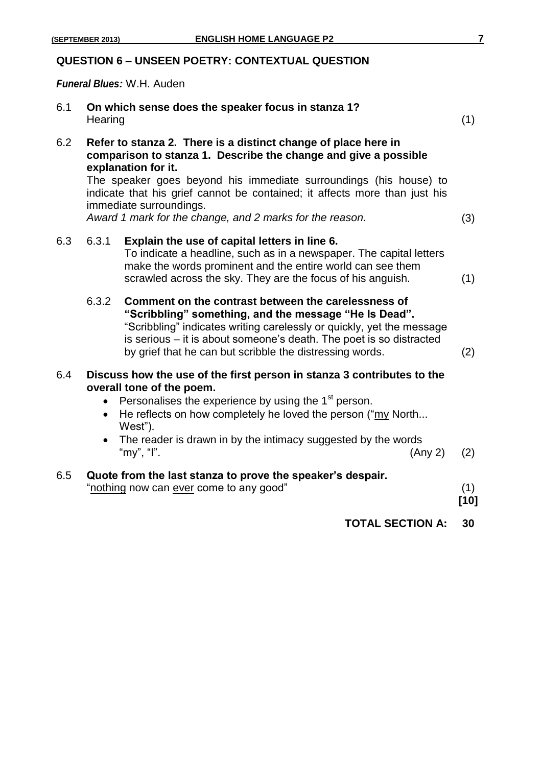**QUESTION 6 – UNSEEN POETRY: CONTEXTUAL QUESTION**

***Funeral Blues:*** W.H. Auden

6.1 **On which sense does the speaker focus in stanza 1?**
Hearing (1)

6.2 **Refer to stanza 2. There is a distinct change of place here in comparison to stanza 1. Describe the change and give a possible explanation for it.**
The speaker goes beyond his immediate surroundings (his house) to indicate that his grief cannot be contained; it affects more than just his immediate surroundings.
*Award 1 mark for the change, and 2 marks for the reason.* (3)

6.3 6.3.1 **Explain the use of capital letters in line 6.**
To indicate a headline, such as in a newspaper. The capital letters make the words prominent and the entire world can see them scrawled across the sky. They are the focus of his anguish. (1)

6.3.2 **Comment on the contrast between the carelessness of "Scribbling" something, and the message "He Is Dead".**
"Scribbling" indicates writing carelessly or quickly, yet the message is serious – it is about someone's death. The poet is so distracted by grief that he can but scribble the distressing words. (2)

6.4 **Discuss how the use of the first person in stanza 3 contributes to the overall tone of the poem.**

- Personalises the experience by using the 1st person.
- He reflects on how completely he loved the person ("<u>my</u> North... West").
- The reader is drawn in by the intimacy suggested by the words "my", "I". (Any 2) (2)

6.5 **Quote from the last stanza to prove the speaker's despair.**
"<u>nothing</u> now can <u>ever</u> come to any good" (1)
**[10]**

**TOTAL SECTION A: 30**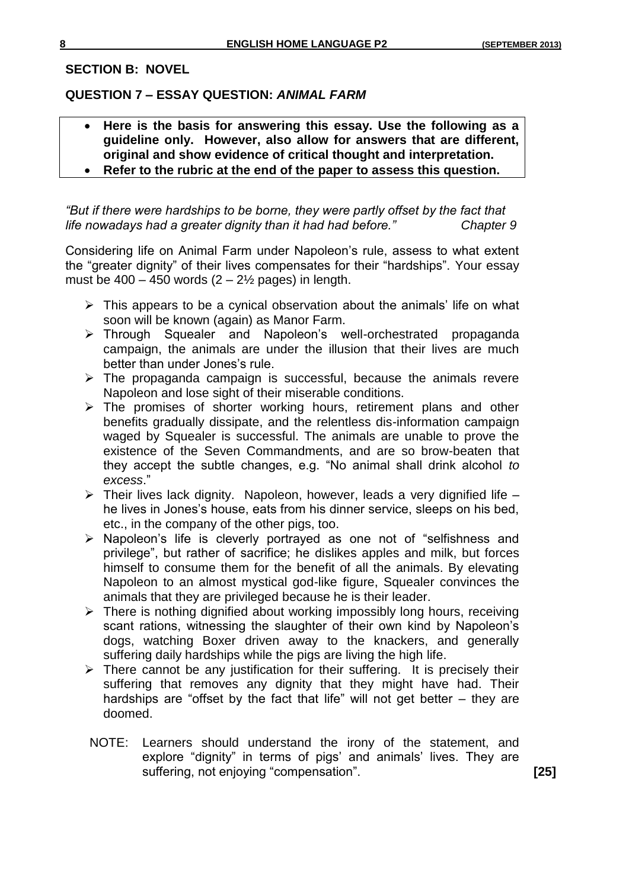## SECTION B: NOVEL

### QUESTION 7 – ESSAY QUESTION: *ANIMAL FARM*

- **Here is the basis for answering this essay. Use the following as a guideline only. However, also allow for answers that are different, original and show evidence of critical thought and interpretation.**
- **Refer to the rubric at the end of the paper to assess this question.**

*"But if there were hardships to be borne, they were partly offset by the fact that life nowadays had a greater dignity than it had had before."* *Chapter 9*

Considering life on Animal Farm under Napoleon's rule, assess to what extent the "greater dignity" of their lives compensates for their "hardships". Your essay must be 400 – 450 words (2 – 2½ pages) in length.

- This appears to be a cynical observation about the animals' life on what soon will be known (again) as Manor Farm.
- Through Squealer and Napoleon's well-orchestrated propaganda campaign, the animals are under the illusion that their lives are much better than under Jones's rule.
- The propaganda campaign is successful, because the animals revere Napoleon and lose sight of their miserable conditions.
- The promises of shorter working hours, retirement plans and other benefits gradually dissipate, and the relentless dis-information campaign waged by Squealer is successful. The animals are unable to prove the existence of the Seven Commandments, and are so brow-beaten that they accept the subtle changes, e.g. "No animal shall drink alcohol *to excess*."
- Their lives lack dignity. Napoleon, however, leads a very dignified life – he lives in Jones's house, eats from his dinner service, sleeps on his bed, etc., in the company of the other pigs, too.
- Napoleon's life is cleverly portrayed as one not of "selfishness and privilege", but rather of sacrifice; he dislikes apples and milk, but forces himself to consume them for the benefit of all the animals. By elevating Napoleon to an almost mystical god-like figure, Squealer convinces the animals that they are privileged because he is their leader.
- There is nothing dignified about working impossibly long hours, receiving scant rations, witnessing the slaughter of their own kind by Napoleon's dogs, watching Boxer driven away to the knackers, and generally suffering daily hardships while the pigs are living the high life.
- There cannot be any justification for their suffering. It is precisely their suffering that removes any dignity that they might have had. Their hardships are "offset by the fact that life" will not get better – they are doomed.

NOTE: Learners should understand the irony of the statement, and explore "dignity" in terms of pigs' and animals' lives. They are suffering, not enjoying "compensation". **[25]**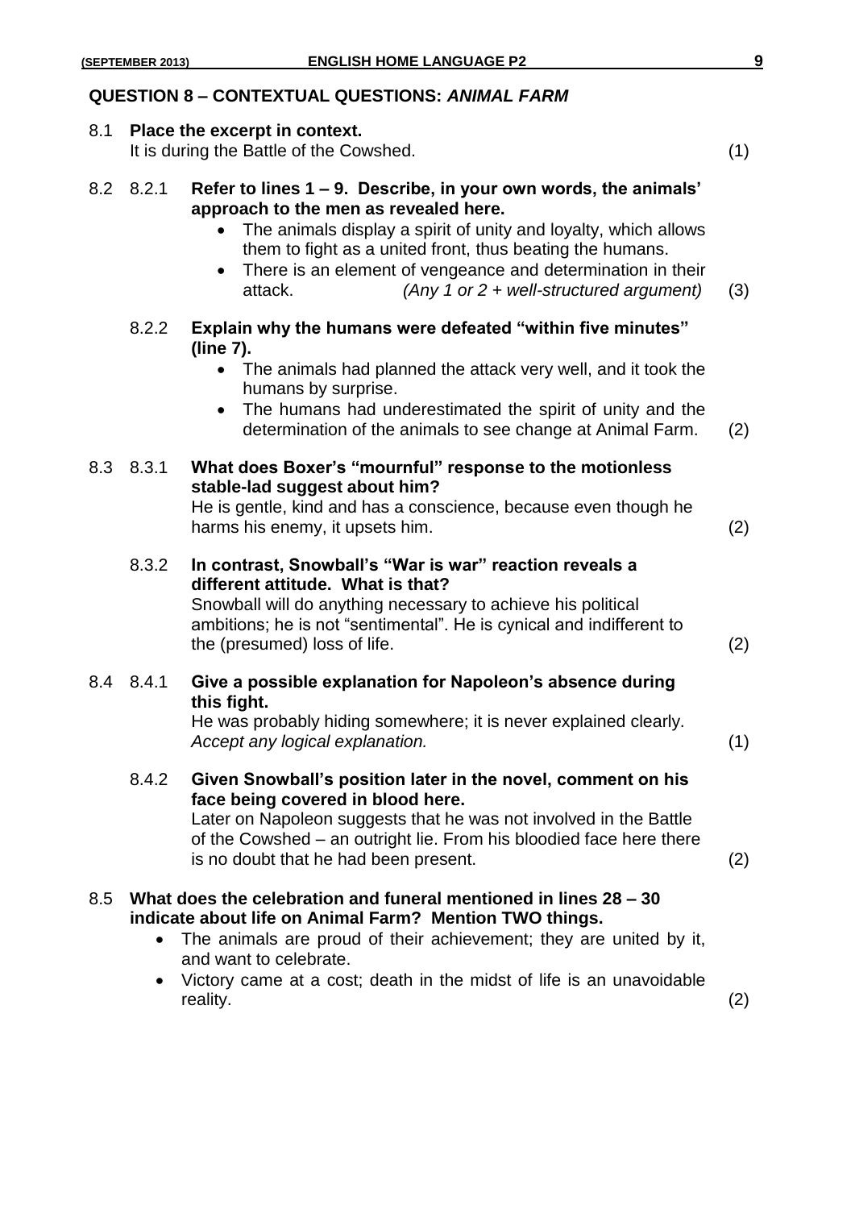## QUESTION 8 – CONTEXTUAL QUESTIONS: *ANIMAL FARM*

8.1 **Place the excerpt in context.**
It is during the Battle of the Cowshed. (1)

8.2 8.2.1 **Refer to lines 1 – 9. Describe, in your own words, the animals' approach to the men as revealed here.**

- The animals display a spirit of unity and loyalty, which allows them to fight as a united front, thus beating the humans.
- There is an element of vengeance and determination in their attack. *(Any 1 or 2 + well-structured argument)* (3)

8.2.2 **Explain why the humans were defeated "within five minutes" (line 7).**

- The animals had planned the attack very well, and it took the humans by surprise.
- The humans had underestimated the spirit of unity and the determination of the animals to see change at Animal Farm. (2)

8.3 8.3.1 **What does Boxer's "mournful" response to the motionless stable-lad suggest about him?**
He is gentle, kind and has a conscience, because even though he harms his enemy, it upsets him. (2)

8.3.2 **In contrast, Snowball's "War is war" reaction reveals a different attitude. What is that?**
Snowball will do anything necessary to achieve his political ambitions; he is not "sentimental". He is cynical and indifferent to the (presumed) loss of life. (2)

8.4 8.4.1 **Give a possible explanation for Napoleon's absence during this fight.**
He was probably hiding somewhere; it is never explained clearly.
*Accept any logical explanation.* (1)

8.4.2 **Given Snowball's position later in the novel, comment on his face being covered in blood here.**
Later on Napoleon suggests that he was not involved in the Battle of the Cowshed – an outright lie. From his bloodied face here there is no doubt that he had been present. (2)

8.5 **What does the celebration and funeral mentioned in lines 28 – 30 indicate about life on Animal Farm? Mention TWO things.**

- The animals are proud of their achievement; they are united by it, and want to celebrate.
- Victory came at a cost; death in the midst of life is an unavoidable reality. (2)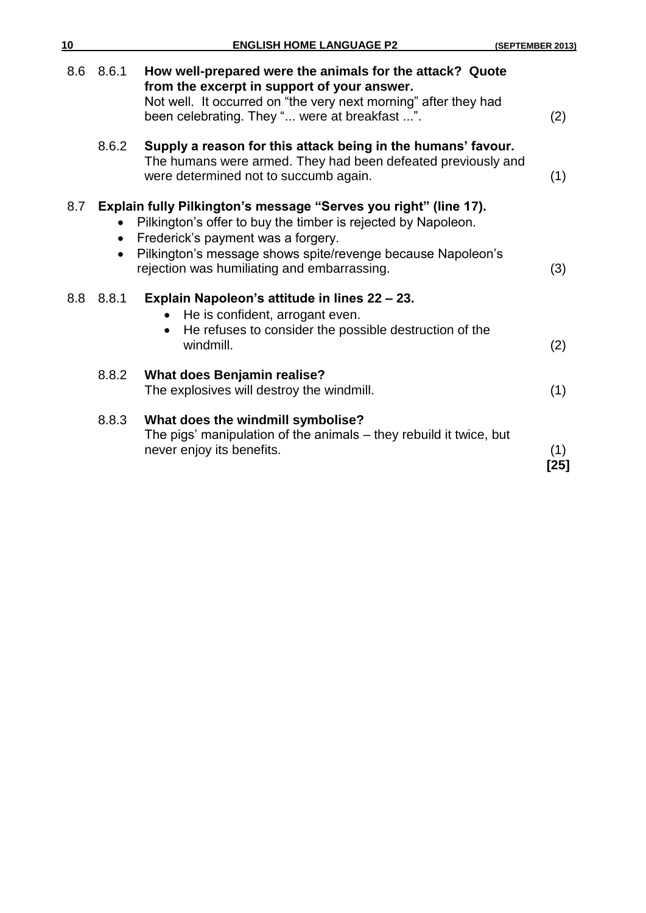8.6 8.6.1 **How well-prepared were the animals for the attack? Quote from the excerpt in support of your answer.**
Not well. It occurred on "the very next morning" after they had been celebrating. They "... were at breakfast ...". (2)

8.6.2 **Supply a reason for this attack being in the humans' favour.**
The humans were armed. They had been defeated previously and were determined not to succumb again. (1)

8.7 **Explain fully Pilkington's message "Serves you right" (line 17).**

- Pilkington's offer to buy the timber is rejected by Napoleon.
- Frederick's payment was a forgery.
- Pilkington's message shows spite/revenge because Napoleon's rejection was humiliating and embarrassing. (3)

8.8 8.8.1 **Explain Napoleon's attitude in lines 22 – 23.**

- He is confident, arrogant even.
- He refuses to consider the possible destruction of the windmill. (2)

8.8.2 **What does Benjamin realise?**
The explosives will destroy the windmill. (1)

8.8.3 **What does the windmill symbolise?**
The pigs' manipulation of the animals – they rebuild it twice, but never enjoy its benefits. (1)

**[25]**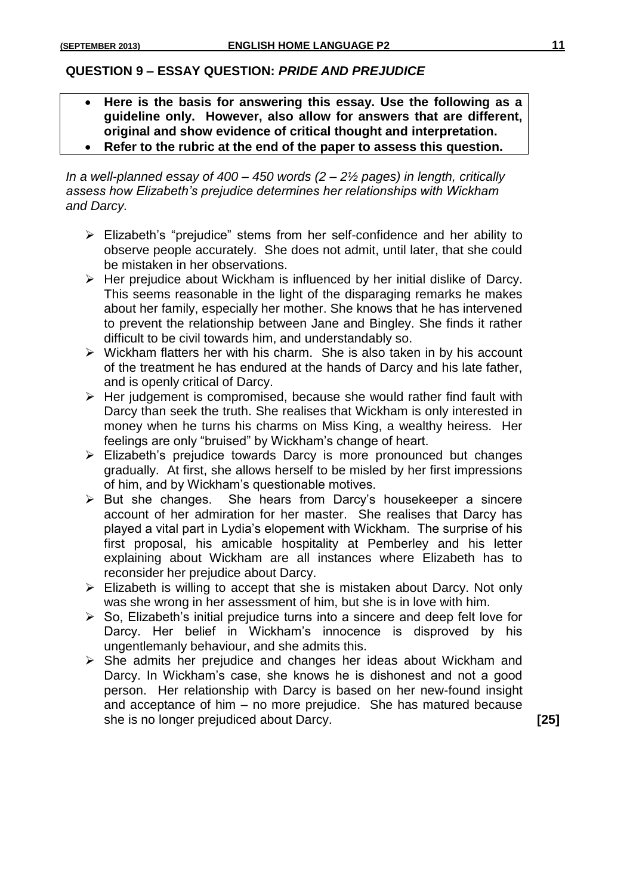## QUESTION 9 – ESSAY QUESTION: *PRIDE AND PREJUDICE*

- **Here is the basis for answering this essay. Use the following as a guideline only. However, also allow for answers that are different, original and show evidence of critical thought and interpretation.**
- **Refer to the rubric at the end of the paper to assess this question.**

*In a well-planned essay of 400 – 450 words (2 – 2½ pages) in length, critically assess how Elizabeth's prejudice determines her relationships with Wickham and Darcy.*

- Elizabeth's "prejudice" stems from her self-confidence and her ability to observe people accurately. She does not admit, until later, that she could be mistaken in her observations.
- Her prejudice about Wickham is influenced by her initial dislike of Darcy. This seems reasonable in the light of the disparaging remarks he makes about her family, especially her mother. She knows that he has intervened to prevent the relationship between Jane and Bingley. She finds it rather difficult to be civil towards him, and understandably so.
- Wickham flatters her with his charm. She is also taken in by his account of the treatment he has endured at the hands of Darcy and his late father, and is openly critical of Darcy.
- Her judgement is compromised, because she would rather find fault with Darcy than seek the truth. She realises that Wickham is only interested in money when he turns his charms on Miss King, a wealthy heiress. Her feelings are only "bruised" by Wickham's change of heart.
- Elizabeth's prejudice towards Darcy is more pronounced but changes gradually. At first, she allows herself to be misled by her first impressions of him, and by Wickham's questionable motives.
- But she changes. She hears from Darcy's housekeeper a sincere account of her admiration for her master. She realises that Darcy has played a vital part in Lydia's elopement with Wickham. The surprise of his first proposal, his amicable hospitality at Pemberley and his letter explaining about Wickham are all instances where Elizabeth has to reconsider her prejudice about Darcy.
- Elizabeth is willing to accept that she is mistaken about Darcy. Not only was she wrong in her assessment of him, but she is in love with him.
- So, Elizabeth's initial prejudice turns into a sincere and deep felt love for Darcy. Her belief in Wickham's innocence is disproved by his ungentlemanly behaviour, and she admits this.
- She admits her prejudice and changes her ideas about Wickham and Darcy. In Wickham's case, she knows he is dishonest and not a good person. Her relationship with Darcy is based on her new-found insight and acceptance of him – no more prejudice. She has matured because she is no longer prejudiced about Darcy. **[25]**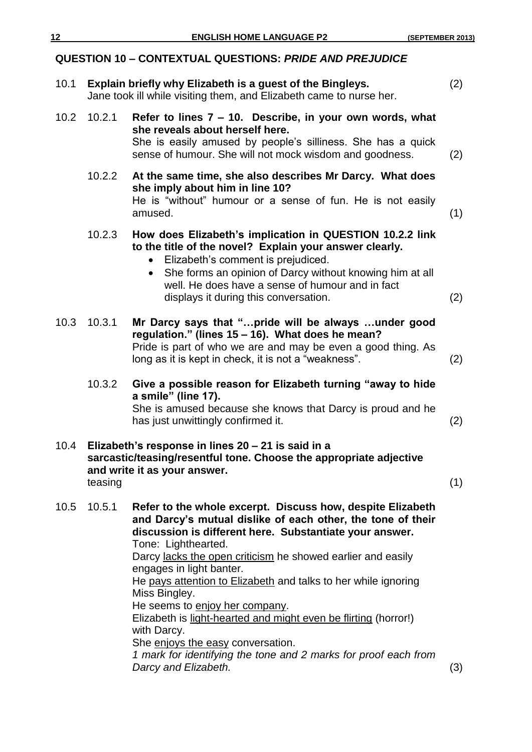## QUESTION 10 – CONTEXTUAL QUESTIONS: *PRIDE AND PREJUDICE*

10.1 **Explain briefly why Elizabeth is a guest of the Bingleys.** (2)
Jane took ill while visiting them, and Elizabeth came to nurse her.

10.2 10.2.1 **Refer to lines 7 – 10. Describe, in your own words, what she reveals about herself here.**
She is easily amused by people's silliness. She has a quick sense of humour. She will not mock wisdom and goodness. (2)

10.2.2 **At the same time, she also describes Mr Darcy. What does she imply about him in line 10?**
He is "without" humour or a sense of fun. He is not easily amused. (1)

10.2.3 **How does Elizabeth's implication in QUESTION 10.2.2 link to the title of the novel? Explain your answer clearly.**

- Elizabeth's comment is prejudiced.
- She forms an opinion of Darcy without knowing him at all well. He does have a sense of humour and in fact displays it during this conversation. (2)

10.3 10.3.1 **Mr Darcy says that "…pride will be always …under good regulation." (lines 15 – 16). What does he mean?**
Pride is part of who we are and may be even a good thing. As long as it is kept in check, it is not a "weakness". (2)

10.3.2 **Give a possible reason for Elizabeth turning "away to hide a smile" (line 17).**
She is amused because she knows that Darcy is proud and he has just unwittingly confirmed it. (2)

10.4 **Elizabeth's response in lines 20 – 21 is said in a sarcastic/teasing/resentful tone. Choose the appropriate adjective and write it as your answer.**
teasing (1)

10.5 10.5.1 **Refer to the whole excerpt. Discuss how, despite Elizabeth and Darcy's mutual dislike of each other, the tone of their discussion is different here. Substantiate your answer.**
Tone: Lighthearted.
Darcy lacks the open criticism he showed earlier and easily engages in light banter.
He pays attention to Elizabeth and talks to her while ignoring Miss Bingley.
He seems to enjoy her company.
Elizabeth is light-hearted and might even be flirting (horror!) with Darcy.
She enjoys the easy conversation.
*1 mark for identifying the tone and 2 marks for proof each from Darcy and Elizabeth.* (3)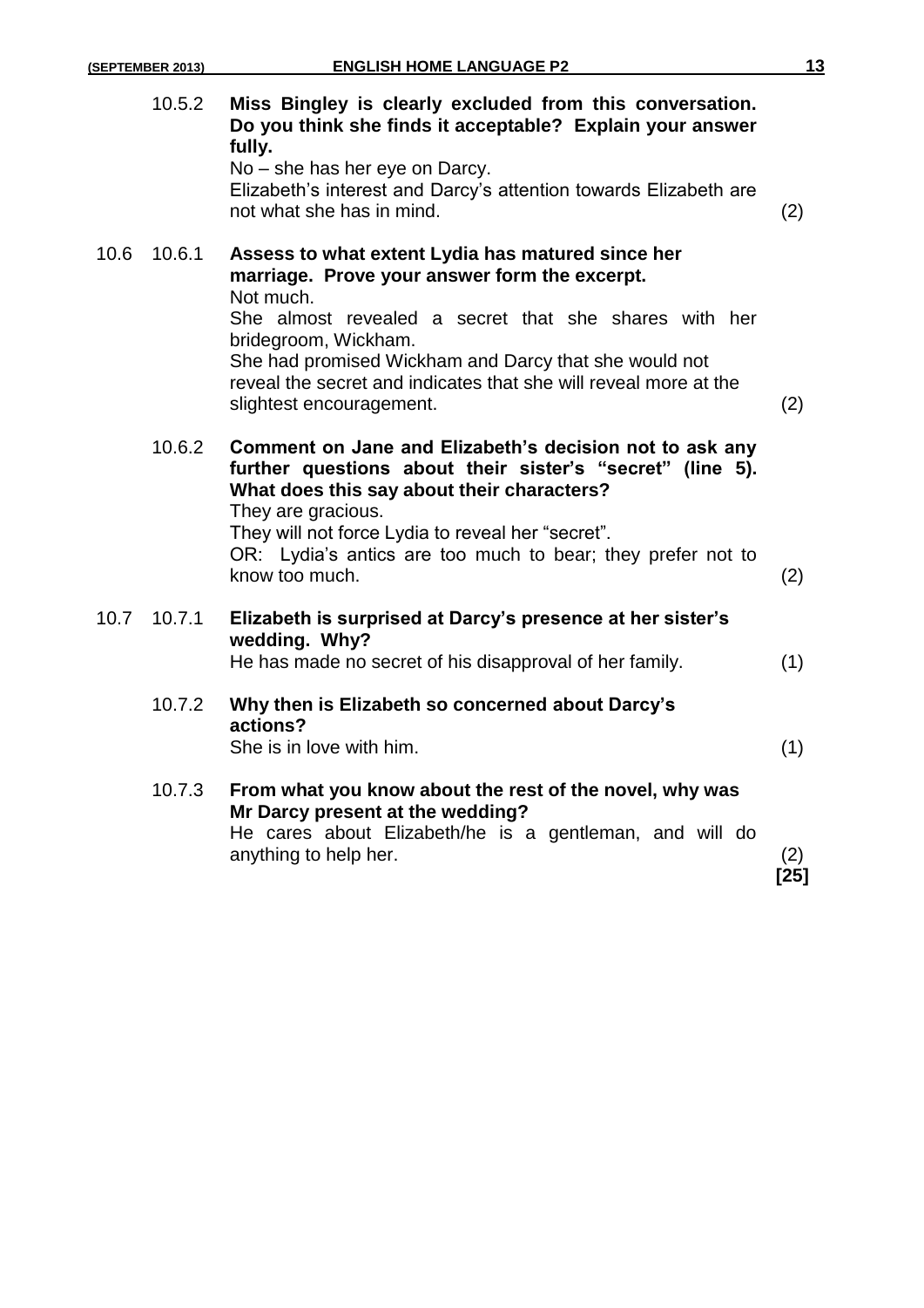10.5.2 **Miss Bingley is clearly excluded from this conversation. Do you think she finds it acceptable? Explain your answer fully.**
No – she has her eye on Darcy.
Elizabeth's interest and Darcy's attention towards Elizabeth are not what she has in mind. (2)

10.6 10.6.1 **Assess to what extent Lydia has matured since her marriage. Prove your answer form the excerpt.**
Not much.
She almost revealed a secret that she shares with her bridegroom, Wickham.
She had promised Wickham and Darcy that she would not reveal the secret and indicates that she will reveal more at the slightest encouragement. (2)

10.6.2 **Comment on Jane and Elizabeth's decision not to ask any further questions about their sister's "secret" (line 5). What does this say about their characters?**
They are gracious.
They will not force Lydia to reveal her "secret".
OR: Lydia's antics are too much to bear; they prefer not to know too much. (2)

10.7 10.7.1 **Elizabeth is surprised at Darcy's presence at her sister's wedding. Why?**
He has made no secret of his disapproval of her family. (1)

10.7.2 **Why then is Elizabeth so concerned about Darcy's actions?**
She is in love with him. (1)

10.7.3 **From what you know about the rest of the novel, why was Mr Darcy present at the wedding?**
He cares about Elizabeth/he is a gentleman, and will do anything to help her. (2)

**[25]**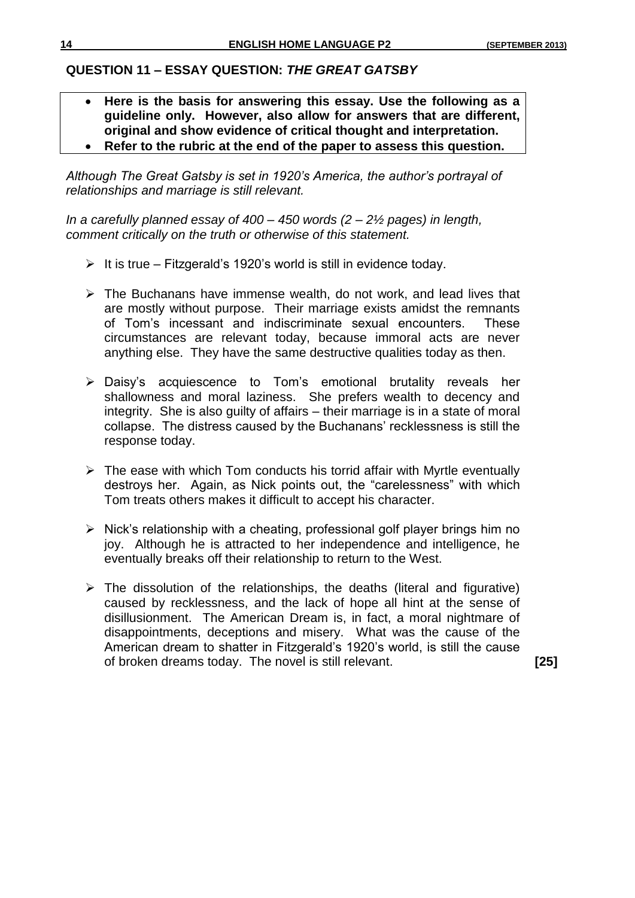## QUESTION 11 – ESSAY QUESTION: *THE GREAT GATSBY*

- **Here is the basis for answering this essay. Use the following as a guideline only. However, also allow for answers that are different, original and show evidence of critical thought and interpretation.**
- **Refer to the rubric at the end of the paper to assess this question.**

*Although The Great Gatsby is set in 1920's America, the author's portrayal of relationships and marriage is still relevant.*

*In a carefully planned essay of 400 – 450 words (2 – 2½ pages) in length, comment critically on the truth or otherwise of this statement.*

- It is true – Fitzgerald's 1920's world is still in evidence today.
- The Buchanans have immense wealth, do not work, and lead lives that are mostly without purpose. Their marriage exists amidst the remnants of Tom's incessant and indiscriminate sexual encounters. These circumstances are relevant today, because immoral acts are never anything else. They have the same destructive qualities today as then.
- Daisy's acquiescence to Tom's emotional brutality reveals her shallowness and moral laziness. She prefers wealth to decency and integrity. She is also guilty of affairs – their marriage is in a state of moral collapse. The distress caused by the Buchanans' recklessness is still the response today.
- The ease with which Tom conducts his torrid affair with Myrtle eventually destroys her. Again, as Nick points out, the "carelessness" with which Tom treats others makes it difficult to accept his character.
- Nick's relationship with a cheating, professional golf player brings him no joy. Although he is attracted to her independence and intelligence, he eventually breaks off their relationship to return to the West.
- The dissolution of the relationships, the deaths (literal and figurative) caused by recklessness, and the lack of hope all hint at the sense of disillusionment. The American Dream is, in fact, a moral nightmare of disappointments, deceptions and misery. What was the cause of the American dream to shatter in Fitzgerald's 1920's world, is still the cause of broken dreams today. The novel is still relevant. **[25]**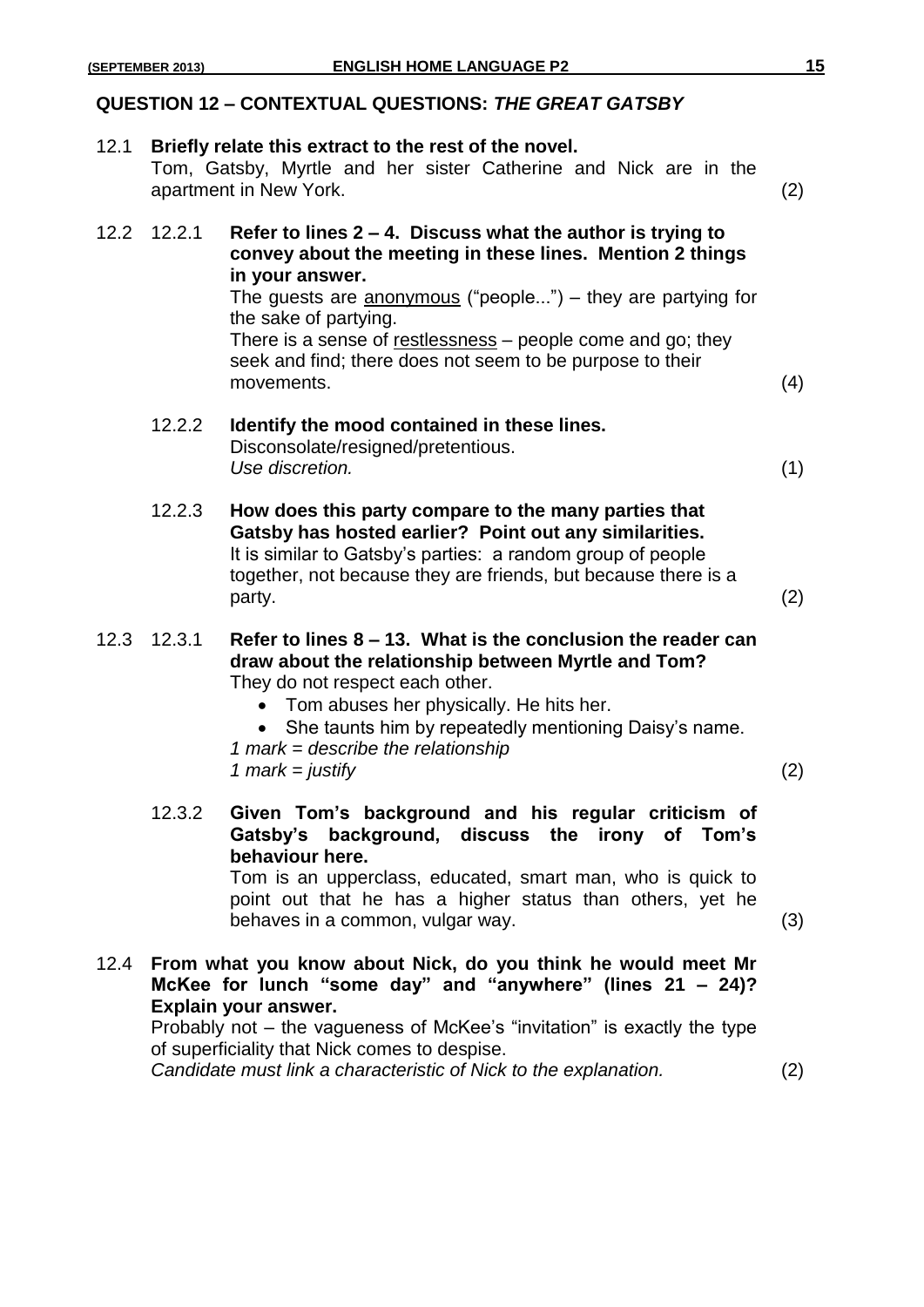## QUESTION 12 – CONTEXTUAL QUESTIONS: *THE GREAT GATSBY*

**12.1 Briefly relate this extract to the rest of the novel.**

Tom, Gatsby, Myrtle and her sister Catherine and Nick are in the apartment in New York. (2)

**12.2**

**12.2.1 Refer to lines 2 – 4. Discuss what the author is trying to convey about the meeting in these lines. Mention 2 things in your answer.**

The guests are <u>anonymous</u> ("people...") – they are partying for the sake of partying.

There is a sense of <u>restlessness</u> – people come and go; they seek and find; there does not seem to be purpose to their movements. (4)

**12.2.2 Identify the mood contained in these lines.**

Disconsolate/resigned/pretentious.

*Use discretion.* (1)

**12.2.3 How does this party compare to the many parties that Gatsby has hosted earlier? Point out any similarities.**

It is similar to Gatsby's parties: a random group of people together, not because they are friends, but because there is a party. (2)

**12.3**

**12.3.1 Refer to lines 8 – 13. What is the conclusion the reader can draw about the relationship between Myrtle and Tom?**

They do not respect each other.

- Tom abuses her physically. He hits her.
- She taunts him by repeatedly mentioning Daisy's name.

*1 mark = describe the relationship*
*1 mark = justify* (2)

**12.3.2 Given Tom's background and his regular criticism of Gatsby's background, discuss the irony of Tom's behaviour here.**

Tom is an upperclass, educated, smart man, who is quick to point out that he has a higher status than others, yet he behaves in a common, vulgar way. (3)

**12.4 From what you know about Nick, do you think he would meet Mr McKee for lunch "some day" and "anywhere" (lines 21 – 24)? Explain your answer.**

Probably not – the vagueness of McKee's "invitation" is exactly the type of superficiality that Nick comes to despise.

*Candidate must link a characteristic of Nick to the explanation.* (2)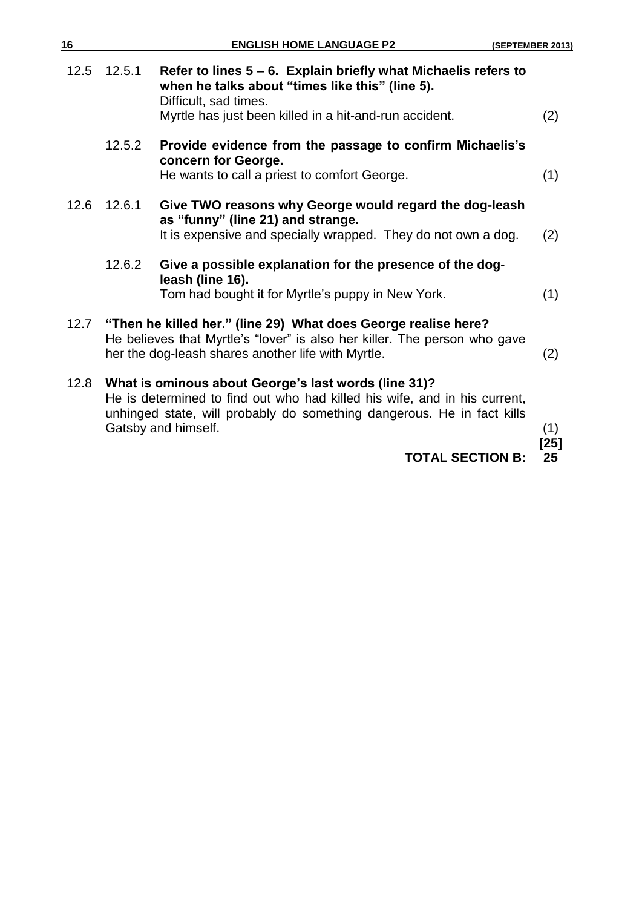12.5 12.5.1 **Refer to lines 5 – 6. Explain briefly what Michaelis refers to when he talks about "times like this" (line 5).**
Difficult, sad times.
Myrtle has just been killed in a hit-and-run accident. (2)

12.5.2 **Provide evidence from the passage to confirm Michaelis's concern for George.**
He wants to call a priest to comfort George. (1)

12.6 12.6.1 **Give TWO reasons why George would regard the dog-leash as "funny" (line 21) and strange.**
It is expensive and specially wrapped. They do not own a dog. (2)

12.6.2 **Give a possible explanation for the presence of the dog-leash (line 16).**
Tom had bought it for Myrtle's puppy in New York. (1)

12.7 **"Then he killed her." (line 29) What does George realise here?**
He believes that Myrtle's "lover" is also her killer. The person who gave her the dog-leash shares another life with Myrtle. (2)

12.8 **What is ominous about George's last words (line 31)?**
He is determined to find out who had killed his wife, and in his current, unhinged state, will probably do something dangerous. He in fact kills Gatsby and himself. (1)

**[25]**

**TOTAL SECTION B: 25**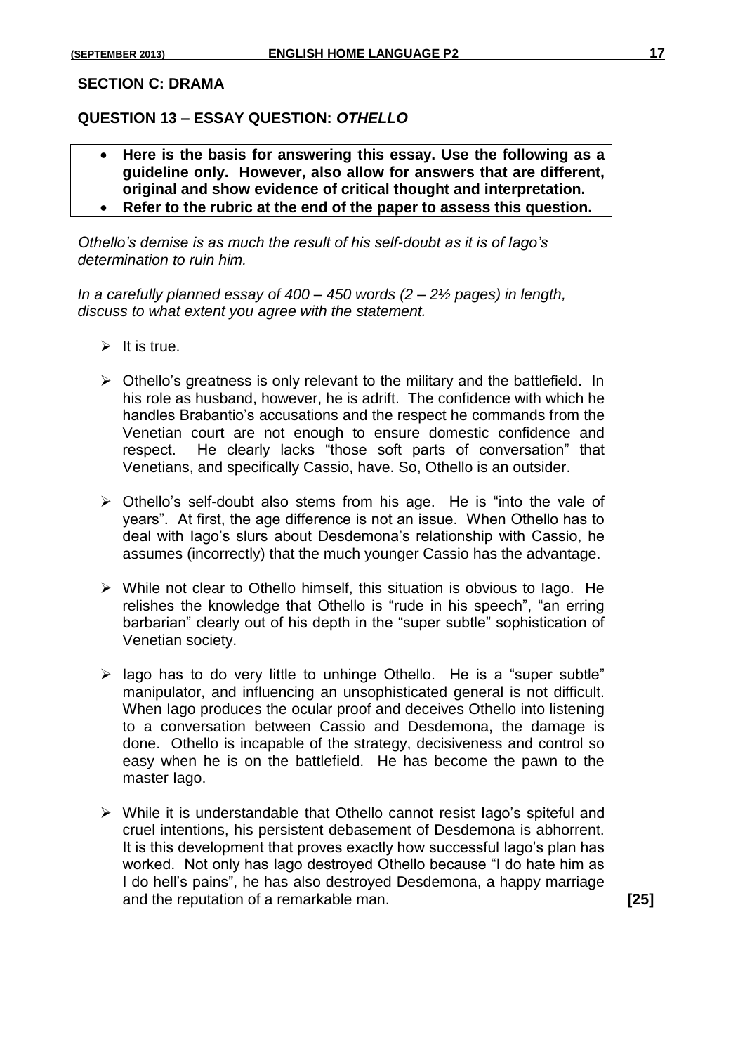## SECTION C: DRAMA

### QUESTION 13 – ESSAY QUESTION: *OTHELLO*

- **Here is the basis for answering this essay. Use the following as a guideline only. However, also allow for answers that are different, original and show evidence of critical thought and interpretation.**
- **Refer to the rubric at the end of the paper to assess this question.**

*Othello's demise is as much the result of his self-doubt as it is of Iago's determination to ruin him.*

*In a carefully planned essay of 400 – 450 words (2 – 2½ pages) in length, discuss to what extent you agree with the statement.*

- It is true.
- Othello's greatness is only relevant to the military and the battlefield. In his role as husband, however, he is adrift. The confidence with which he handles Brabantio's accusations and the respect he commands from the Venetian court are not enough to ensure domestic confidence and respect. He clearly lacks "those soft parts of conversation" that Venetians, and specifically Cassio, have. So, Othello is an outsider.
- Othello's self-doubt also stems from his age. He is "into the vale of years". At first, the age difference is not an issue. When Othello has to deal with Iago's slurs about Desdemona's relationship with Cassio, he assumes (incorrectly) that the much younger Cassio has the advantage.
- While not clear to Othello himself, this situation is obvious to Iago. He relishes the knowledge that Othello is "rude in his speech", "an erring barbarian" clearly out of his depth in the "super subtle" sophistication of Venetian society.
- Iago has to do very little to unhinge Othello. He is a "super subtle" manipulator, and influencing an unsophisticated general is not difficult. When Iago produces the ocular proof and deceives Othello into listening to a conversation between Cassio and Desdemona, the damage is done. Othello is incapable of the strategy, decisiveness and control so easy when he is on the battlefield. He has become the pawn to the master Iago.
- While it is understandable that Othello cannot resist Iago's spiteful and cruel intentions, his persistent debasement of Desdemona is abhorrent. It is this development that proves exactly how successful Iago's plan has worked. Not only has Iago destroyed Othello because "I do hate him as I do hell's pains", he has also destroyed Desdemona, a happy marriage and the reputation of a remarkable man. **[25]**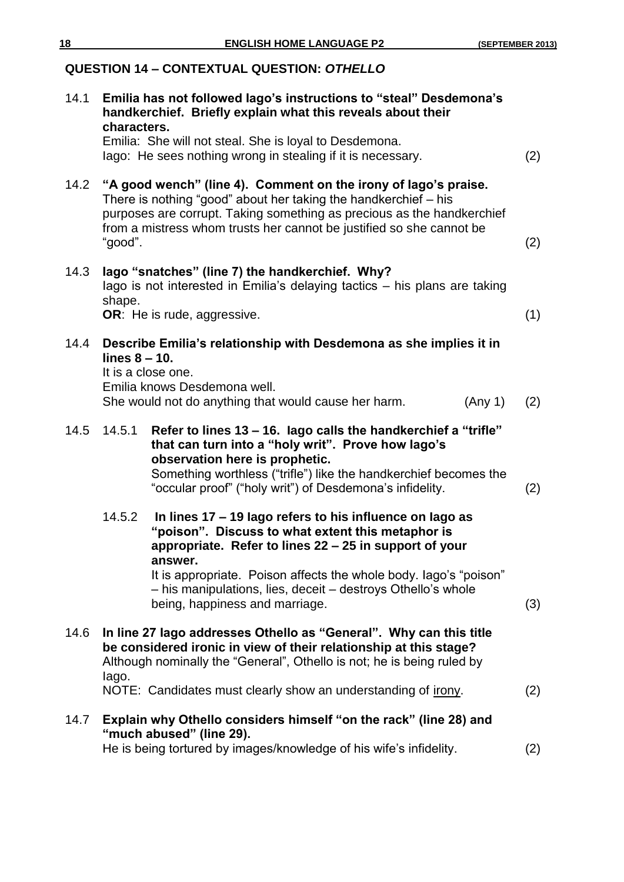## QUESTION 14 – CONTEXTUAL QUESTION: *OTHELLO*

**14.1 Emilia has not followed Iago's instructions to "steal" Desdemona's handkerchief. Briefly explain what this reveals about their characters.**

Emilia: She will not steal. She is loyal to Desdemona.
Iago: He sees nothing wrong in stealing if it is necessary. (2)

**14.2 "A good wench" (line 4). Comment on the irony of Iago's praise.**

There is nothing "good" about her taking the handkerchief – his purposes are corrupt. Taking something as precious as the handkerchief from a mistress whom trusts her cannot be justified so she cannot be "good". (2)

**14.3 Iago "snatches" (line 7) the handkerchief. Why?**

Iago is not interested in Emilia's delaying tactics – his plans are taking shape.
**OR**: He is rude, aggressive. (1)

**14.4 Describe Emilia's relationship with Desdemona as she implies it in lines 8 – 10.**

It is a close one.
Emilia knows Desdemona well.
She would not do anything that would cause her harm. (Any 1) (2)

**14.5**

**14.5.1 Refer to lines 13 – 16. Iago calls the handkerchief a "trifle" that can turn into a "holy writ". Prove how Iago's observation here is prophetic.**

Something worthless ("trifle") like the handkerchief becomes the "occular proof" ("holy writ") of Desdemona's infidelity. (2)

**14.5.2 In lines 17 – 19 Iago refers to his influence on Iago as "poison". Discuss to what extent this metaphor is appropriate. Refer to lines 22 – 25 in support of your answer.**

It is appropriate. Poison affects the whole body. Iago's "poison" – his manipulations, lies, deceit – destroys Othello's whole being, happiness and marriage. (3)

**14.6 In line 27 Iago addresses Othello as "General". Why can this title be considered ironic in view of their relationship at this stage?**

Although nominally the "General", Othello is not; he is being ruled by Iago.
NOTE: Candidates must clearly show an understanding of irony. (2)

**14.7 Explain why Othello considers himself "on the rack" (line 28) and "much abused" (line 29).**

He is being tortured by images/knowledge of his wife's infidelity. (2)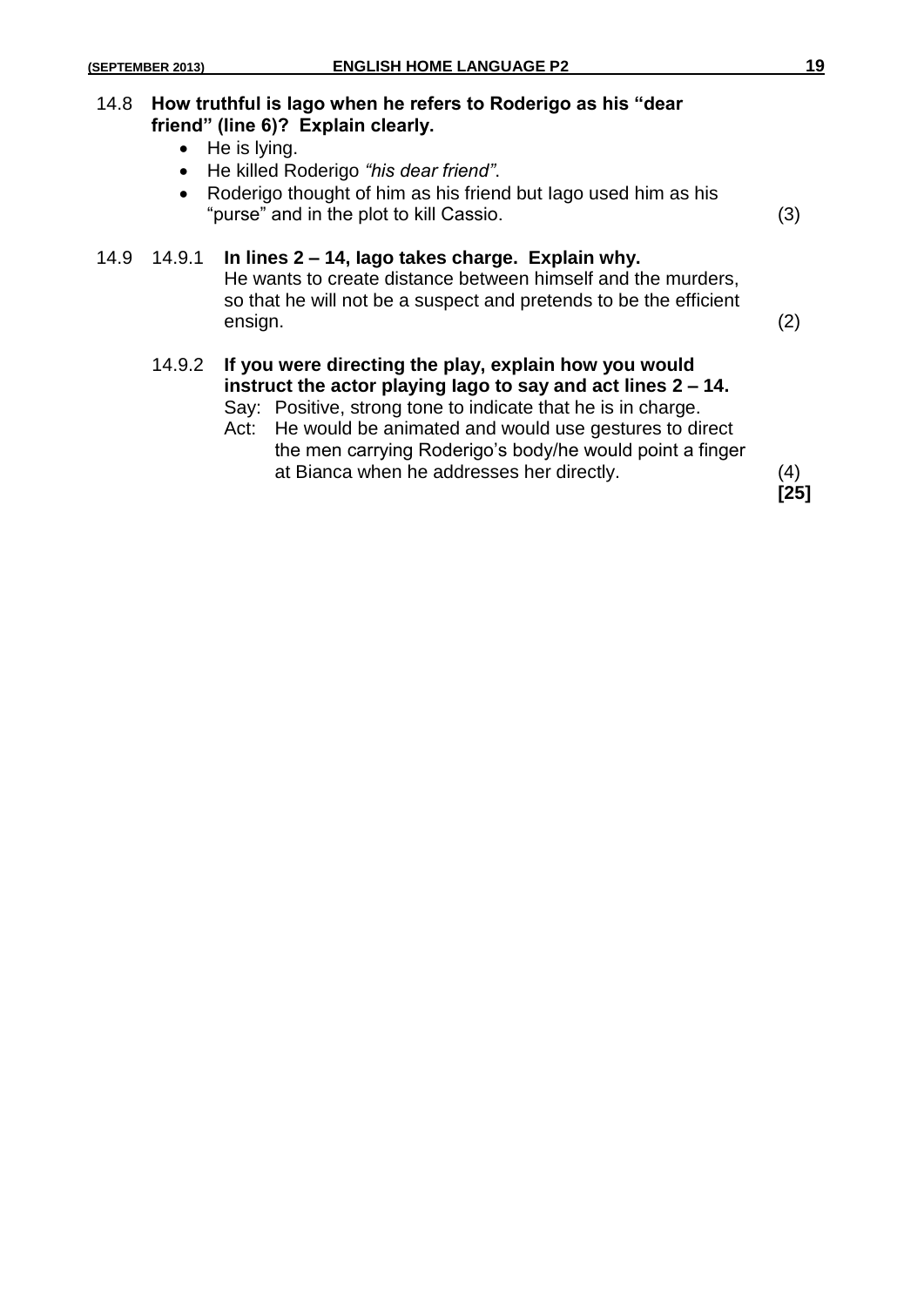14.8 **How truthful is Iago when he refers to Roderigo as his "dear friend" (line 6)? Explain clearly.**

- He is lying.
- He killed Roderigo *"his dear friend"*.
- Roderigo thought of him as his friend but Iago used him as his "purse" and in the plot to kill Cassio. (3)

14.9 14.9.1 **In lines 2 – 14, Iago takes charge. Explain why.**

He wants to create distance between himself and the murders, so that he will not be a suspect and pretends to be the efficient ensign. (2)

14.9.2 **If you were directing the play, explain how you would instruct the actor playing Iago to say and act lines 2 – 14.**

Say: Positive, strong tone to indicate that he is in charge.

Act: He would be animated and would use gestures to direct the men carrying Roderigo's body/he would point a finger at Bianca when he addresses her directly. (4)

**[25]**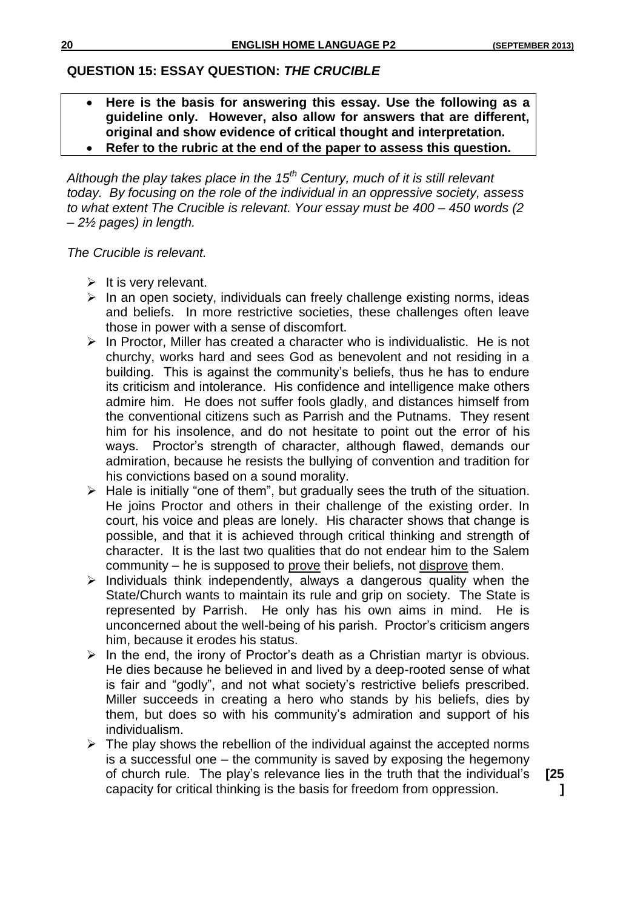## QUESTION 15: ESSAY QUESTION: *THE CRUCIBLE*

- **Here is the basis for answering this essay. Use the following as a guideline only. However, also allow for answers that are different, original and show evidence of critical thought and interpretation.**
- **Refer to the rubric at the end of the paper to assess this question.**

*Although the play takes place in the 15th Century, much of it is still relevant today. By focusing on the role of the individual in an oppressive society, assess to what extent The Crucible is relevant. Your essay must be 400 – 450 words (2 – 2½ pages) in length.*

*The Crucible is relevant.*

- It is very relevant.
- In an open society, individuals can freely challenge existing norms, ideas and beliefs. In more restrictive societies, these challenges often leave those in power with a sense of discomfort.
- In Proctor, Miller has created a character who is individualistic. He is not churchy, works hard and sees God as benevolent and not residing in a building. This is against the community's beliefs, thus he has to endure its criticism and intolerance. His confidence and intelligence make others admire him. He does not suffer fools gladly, and distances himself from the conventional citizens such as Parrish and the Putnams. They resent him for his insolence, and do not hesitate to point out the error of his ways. Proctor's strength of character, although flawed, demands our admiration, because he resists the bullying of convention and tradition for his convictions based on a sound morality.
- Hale is initially "one of them", but gradually sees the truth of the situation. He joins Proctor and others in their challenge of the existing order. In court, his voice and pleas are lonely. His character shows that change is possible, and that it is achieved through critical thinking and strength of character. It is the last two qualities that do not endear him to the Salem community – he is supposed to <u>prove</u> their beliefs, not <u>disprove</u> them.
- Individuals think independently, always a dangerous quality when the State/Church wants to maintain its rule and grip on society. The State is represented by Parrish. He only has his own aims in mind. He is unconcerned about the well-being of his parish. Proctor's criticism angers him, because it erodes his status.
- In the end, the irony of Proctor's death as a Christian martyr is obvious. He dies because he believed in and lived by a deep-rooted sense of what is fair and "godly", and not what society's restrictive beliefs prescribed. Miller succeeds in creating a hero who stands by his beliefs, dies by them, but does so with his community's admiration and support of his individualism.
- The play shows the rebellion of the individual against the accepted norms is a successful one – the community is saved by exposing the hegemony of church rule. The play's relevance lies in the truth that the individual's capacity for critical thinking is the basis for freedom from oppression.

**[25]**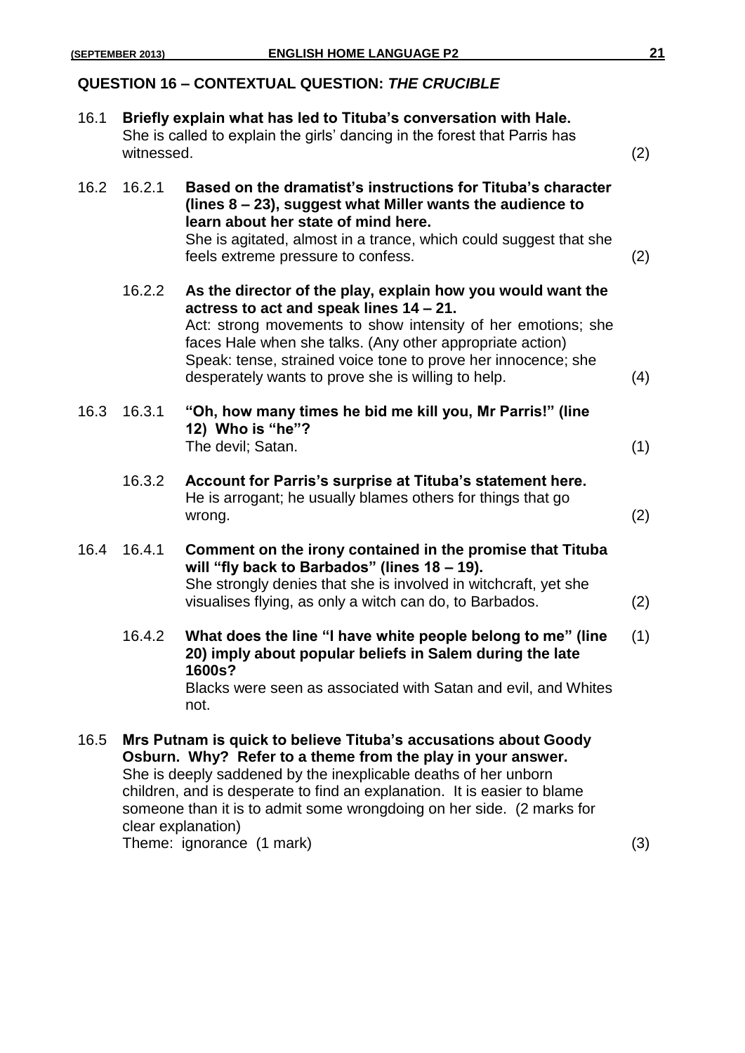## QUESTION 16 – CONTEXTUAL QUESTION: *THE CRUCIBLE*

16.1 **Briefly explain what has led to Tituba's conversation with Hale.**
She is called to explain the girls' dancing in the forest that Parris has witnessed. (2)

16.2 16.2.1 **Based on the dramatist's instructions for Tituba's character (lines 8 – 23), suggest what Miller wants the audience to learn about her state of mind here.**
She is agitated, almost in a trance, which could suggest that she feels extreme pressure to confess. (2)

16.2.2 **As the director of the play, explain how you would want the actress to act and speak lines 14 – 21.**
Act: strong movements to show intensity of her emotions; she faces Hale when she talks. (Any other appropriate action)
Speak: tense, strained voice tone to prove her innocence; she desperately wants to prove she is willing to help. (4)

16.3 16.3.1 **"Oh, how many times he bid me kill you, Mr Parris!" (line 12) Who is "he"?**
The devil; Satan. (1)

16.3.2 **Account for Parris's surprise at Tituba's statement here.**
He is arrogant; he usually blames others for things that go wrong. (2)

16.4 16.4.1 **Comment on the irony contained in the promise that Tituba will "fly back to Barbados" (lines 18 – 19).**
She strongly denies that she is involved in witchcraft, yet she visualises flying, as only a witch can do, to Barbados. (2)

16.4.2 **What does the line "I have white people belong to me" (line 20) imply about popular beliefs in Salem during the late 1600s?** (1)
Blacks were seen as associated with Satan and evil, and Whites not.

16.5 **Mrs Putnam is quick to believe Tituba's accusations about Goody Osburn. Why? Refer to a theme from the play in your answer.**
She is deeply saddened by the inexplicable deaths of her unborn children, and is desperate to find an explanation. It is easier to blame someone than it is to admit some wrongdoing on her side. (2 marks for clear explanation)
Theme: ignorance (1 mark) (3)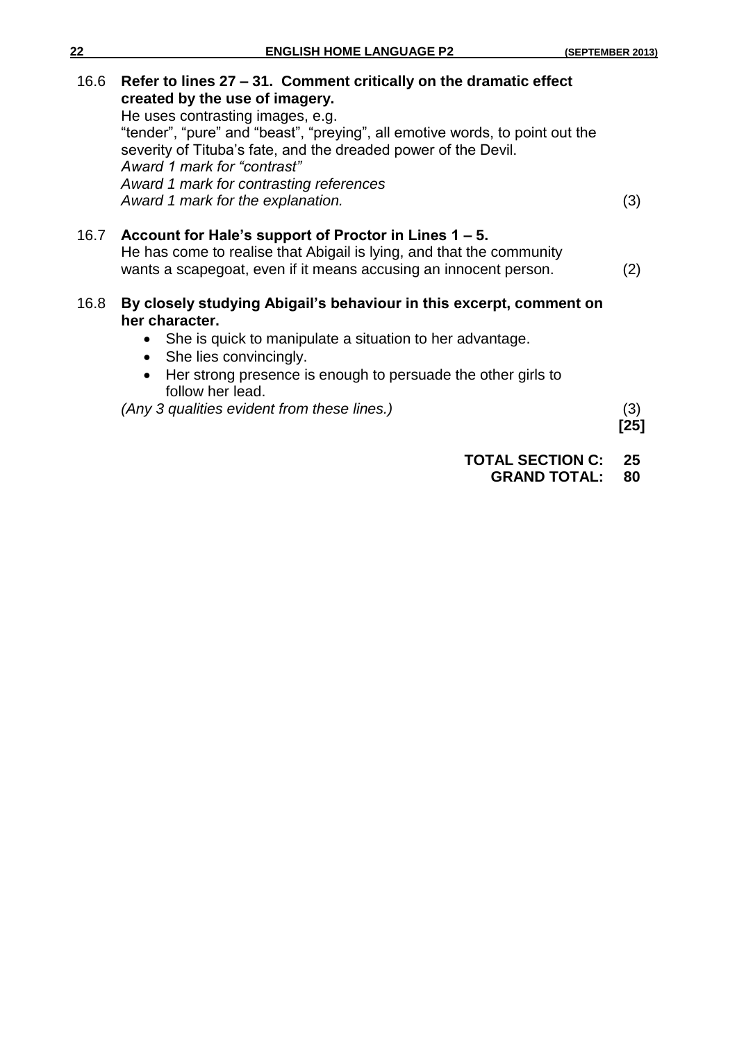16.6 **Refer to lines 27 – 31. Comment critically on the dramatic effect created by the use of imagery.**

He uses contrasting images, e.g.
"tender", "pure" and "beast", "preying", all emotive words, to point out the severity of Tituba's fate, and the dreaded power of the Devil.
*Award 1 mark for "contrast"*
*Award 1 mark for contrasting references*
*Award 1 mark for the explanation.* (3)

16.7 **Account for Hale's support of Proctor in Lines 1 – 5.**

He has come to realise that Abigail is lying, and that the community wants a scapegoat, even if it means accusing an innocent person. (2)

16.8 **By closely studying Abigail's behaviour in this excerpt, comment on her character.**

- She is quick to manipulate a situation to her advantage.
- She lies convincingly.
- Her strong presence is enough to persuade the other girls to follow her lead.

*(Any 3 qualities evident from these lines.)* (3)

**[25]**

**TOTAL SECTION C: 25**

**GRAND TOTAL: 80**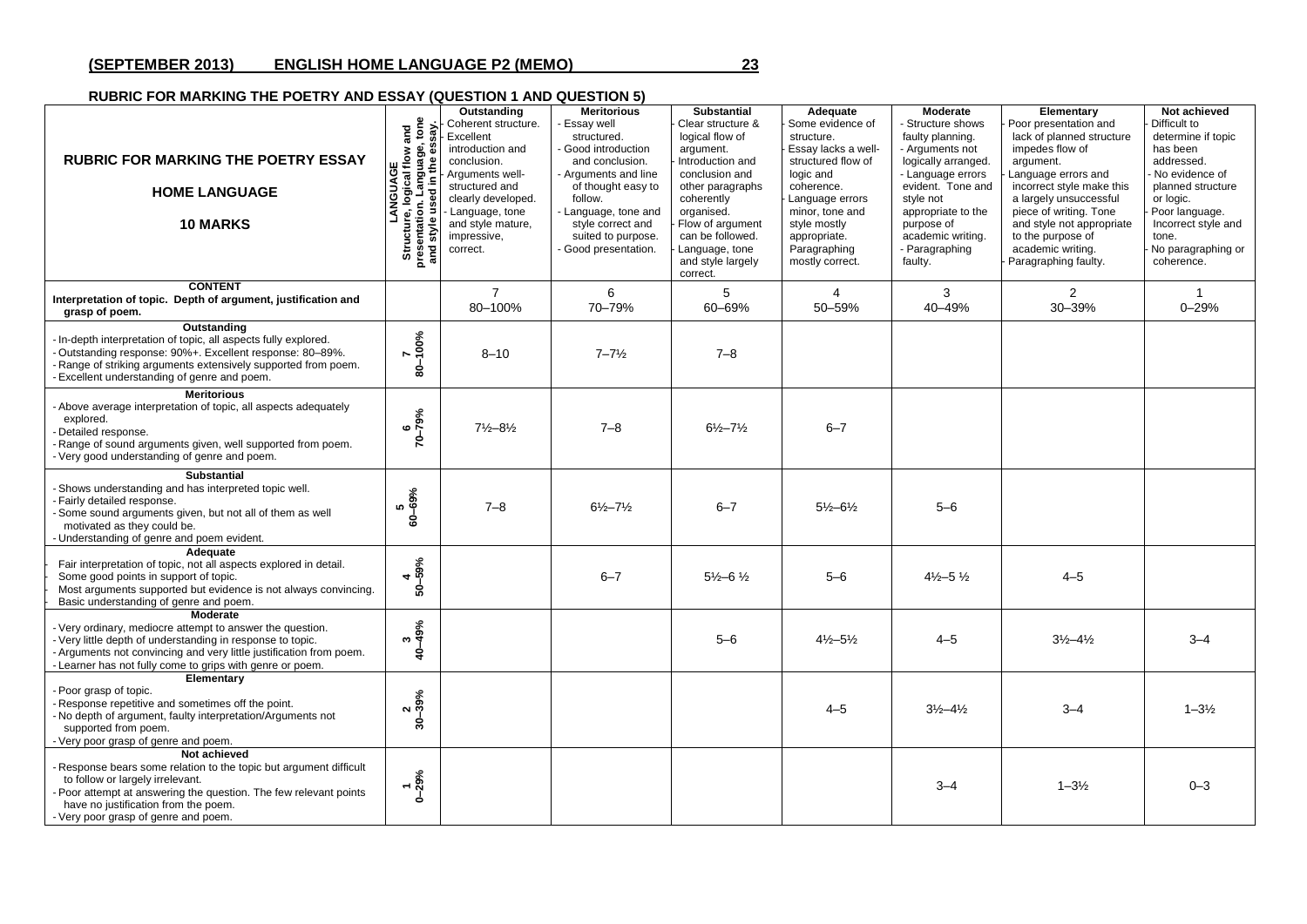## RUBRIC FOR MARKING THE POETRY AND ESSAY (QUESTION 1 AND QUESTION 5)

| RUBRIC FOR MARKING THE POETRY ESSAY<br><br>HOME LANGUAGE<br><br>10 MARKS | LANGUAGE<br>Structure, logical flow and presentation. Language, tone and style used in the essay. | Outstanding<br>- Coherent structure.<br>- Excellent introduction and conclusion.<br>- Arguments well-structured and clearly developed.<br>- Language, tone and style mature, impressive, correct. | Meritorious<br>- Essay well structured.<br>- Good introduction and conclusion.<br>- Arguments and line of thought easy to follow.<br>- Language, tone and style correct and suited to purpose.<br>- Good presentation. | Substantial<br>- Clear structure & logical flow of argument.<br>- Introduction and conclusion and other paragraphs coherently organised.<br>- Flow of argument can be followed.<br>- Language, tone and style largely correct. | Adequate<br>- Some evidence of structure.<br>- Essay lacks a well-structured flow of logic and coherence.<br>- Language errors minor, tone and style mostly appropriate.<br>- Paragraphing mostly correct. | Moderate<br>- Structure shows faulty planning.<br>- Arguments not logically arranged.<br>- Language errors evident. Tone and style not appropriate to the purpose of academic writing.<br>- Paragraphing faulty. | Elementary<br>- Poor presentation and lack of planned structure impedes flow of argument.<br>- Language errors and incorrect style make this a largely unsuccessful piece of writing. Tone and style not appropriate to the purpose of academic writing.<br>- Paragraphing faulty. | Not achieved<br>- Difficult to determine if topic has been addressed.<br>- No evidence of planned structure or logic.<br>- Poor language. Incorrect style and tone.<br>- No paragraphing or coherence. |
|---|---|---|---|---|---|---|---|---|
| **CONTENT**<br>**Interpretation of topic. Depth of argument, justification and grasp of poem.** | | 7<br>80–100% | 6<br>70–79% | 5<br>60–69% | 4<br>50–59% | 3<br>40–49% | 2<br>30–39% | 1<br>0–29% |
| **Outstanding**<br>- In-depth interpretation of topic, all aspects fully explored.<br>- Outstanding response: 90%+. Excellent response: 80–89%.<br>- Range of striking arguments extensively supported from poem.<br>- Excellent understanding of genre and poem. | 7<br>80–100% | 8–10 | 7–7½ | 7–8 | | | | |
| **Meritorious**<br>- Above average interpretation of topic, all aspects adequately explored.<br>- Detailed response.<br>- Range of sound arguments given, well supported from poem.<br>- Very good understanding of genre and poem. | 6<br>70–79% | 7½–8½ | 7–8 | 6½–7½ | 6–7 | | | |
| **Substantial**<br>- Shows understanding and has interpreted topic well.<br>- Fairly detailed response.<br>- Some sound arguments given, but not all of them as well motivated as they could be.<br>- Understanding of genre and poem evident. | 5<br>60–69% | 7–8 | 6½–7½ | 6–7 | 5½–6½ | 5–6 | | |
| **Adequate**<br>- Fair interpretation of topic, not all aspects explored in detail.<br>- Some good points in support of topic.<br>- Most arguments supported but evidence is not always convincing.<br>- Basic understanding of genre and poem. | 4<br>50–59% | | 6–7 | 5½–6 ½ | 5–6 | 4½–5 ½ | 4–5 | |
| **Moderate**<br>- Very ordinary, mediocre attempt to answer the question.<br>- Very little depth of understanding in response to topic.<br>- Arguments not convincing and very little justification from poem.<br>- Learner has not fully come to grips with genre or poem. | 3<br>40–49% | | | 5–6 | 4½–5½ | 4–5 | 3½–4½ | 3–4 |
| **Elementary**<br>- Poor grasp of topic.<br>- Response repetitive and sometimes off the point.<br>- No depth of argument, faulty interpretation/Arguments not supported from poem.<br>- Very poor grasp of genre and poem. | 2<br>30–39% | | | | 4–5 | 3½–4½ | 3–4 | 1–3½ |
| **Not achieved**<br>- Response bears some relation to the topic but argument difficult to follow or largely irrelevant.<br>- Poor attempt at answering the question. The few relevant points have no justification from the poem.<br>- Very poor grasp of genre and poem. | 1<br>0–29% | | | | | 3–4 | 1–3½ | 0–3 |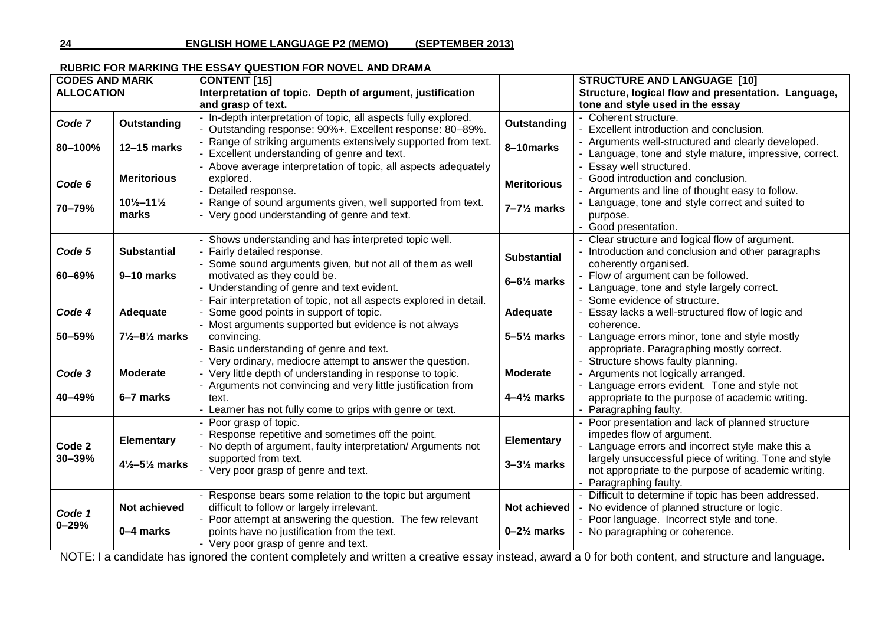## RUBRIC FOR MARKING THE ESSAY QUESTION FOR NOVEL AND DRAMA

| CODES AND MARK ALLOCATION | | CONTENT [15] Interpretation of topic. Depth of argument, justification and grasp of text. | | STRUCTURE AND LANGUAGE [10] Structure, logical flow and presentation. Language, tone and style used in the essay |
|---|---|---|---|---|
| ***Code 7*** **80–100%** | **Outstanding** **12–15 marks** | - In-depth interpretation of topic, all aspects fully explored.<br>- Outstanding response: 90%+. Excellent response: 80–89%.<br>- Range of striking arguments extensively supported from text.<br>- Excellent understanding of genre and text. | **Outstanding** **8–10marks** | - Coherent structure.<br>- Excellent introduction and conclusion.<br>- Arguments well-structured and clearly developed.<br>- Language, tone and style mature, impressive, correct. |
| ***Code 6*** **70–79%** | **Meritorious** **10½–11½ marks** | - Above average interpretation of topic, all aspects adequately explored.<br>- Detailed response.<br>- Range of sound arguments given, well supported from text.<br>- Very good understanding of genre and text. | **Meritorious** **7–7½ marks** | - Essay well structured.<br>- Good introduction and conclusion.<br>- Arguments and line of thought easy to follow.<br>- Language, tone and style correct and suited to purpose.<br>- Good presentation. |
| ***Code 5*** **60–69%** | **Substantial** **9–10 marks** | - Shows understanding and has interpreted topic well.<br>- Fairly detailed response.<br>- Some sound arguments given, but not all of them as well motivated as they could be.<br>- Understanding of genre and text evident. | **Substantial** **6–6½ marks** | - Clear structure and logical flow of argument.<br>- Introduction and conclusion and other paragraphs coherently organised.<br>- Flow of argument can be followed.<br>- Language, tone and style largely correct. |
| ***Code 4*** **50–59%** | **Adequate** **7½–8½ marks** | - Fair interpretation of topic, not all aspects explored in detail.<br>- Some good points in support of topic.<br>- Most arguments supported but evidence is not always convincing.<br>- Basic understanding of genre and text. | **Adequate** **5–5½ marks** | - Some evidence of structure.<br>- Essay lacks a well-structured flow of logic and coherence.<br>- Language errors minor, tone and style mostly appropriate. Paragraphing mostly correct. |
| ***Code 3*** **40–49%** | **Moderate** **6–7 marks** | - Very ordinary, mediocre attempt to answer the question.<br>- Very little depth of understanding in response to topic.<br>- Arguments not convincing and very little justification from text.<br>- Learner has not fully come to grips with genre or text. | **Moderate** **4–4½ marks** | - Structure shows faulty planning.<br>- Arguments not logically arranged.<br>- Language errors evident. Tone and style not appropriate to the purpose of academic writing.<br>- Paragraphing faulty. |
| **Code 2** **30–39%** | **Elementary** **4½–5½ marks** | - Poor grasp of topic.<br>- Response repetitive and sometimes off the point.<br>- No depth of argument, faulty interpretation/ Arguments not supported from text.<br>- Very poor grasp of genre and text. | **Elementary** **3–3½ marks** | - Poor presentation and lack of planned structure impedes flow of argument.<br>- Language errors and incorrect style make this a largely unsuccessful piece of writing. Tone and style not appropriate to the purpose of academic writing.<br>- Paragraphing faulty. |
| ***Code 1*** **0–29%** | **Not achieved** **0–4 marks** | - Response bears some relation to the topic but argument difficult to follow or largely irrelevant.<br>- Poor attempt at answering the question. The few relevant points have no justification from the text.<br>- Very poor grasp of genre and text. | **Not achieved** **0–2½ marks** | - Difficult to determine if topic has been addressed.<br>- No evidence of planned structure or logic.<br>- Poor language. Incorrect style and tone.<br>- No paragraphing or coherence. |

NOTE: I a candidate has ignored the content completely and written a creative essay instead, award a 0 for both content, and structure and language.